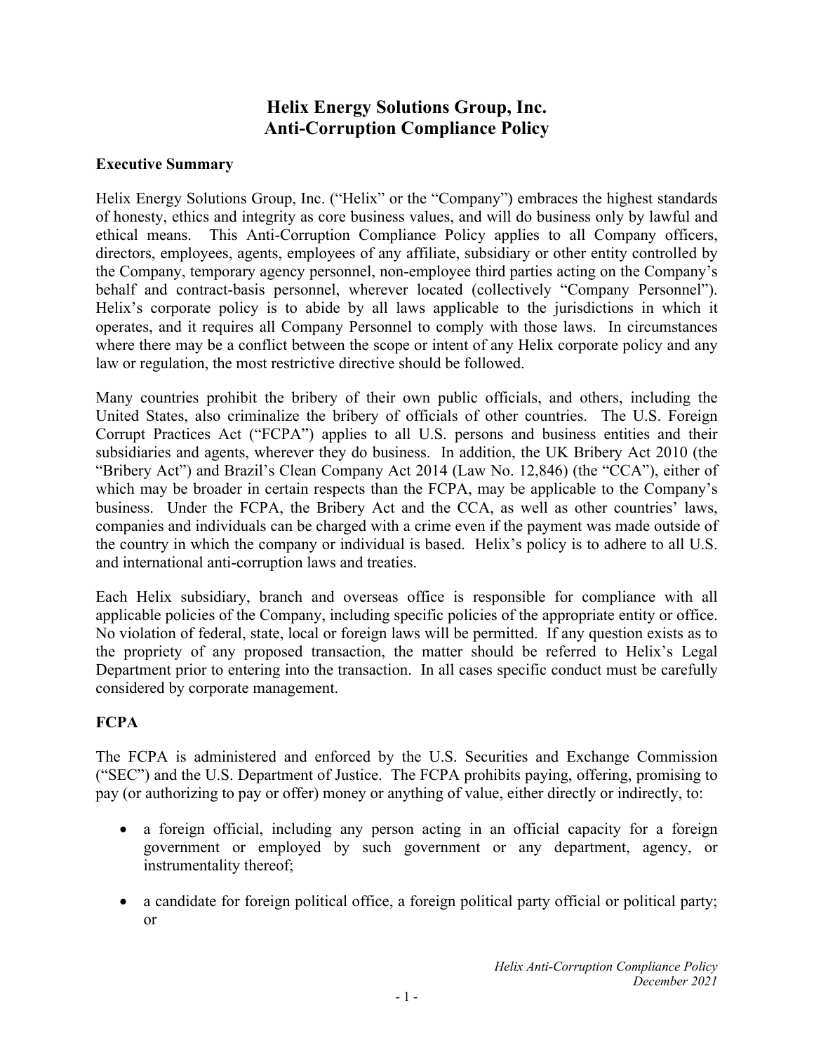# Helix Energy Solutions Group, Inc.
# Anti-Corruption Compliance Policy

## Executive Summary

Helix Energy Solutions Group, Inc. ("Helix" or the "Company") embraces the highest standards of honesty, ethics and integrity as core business values, and will do business only by lawful and ethical means. This Anti-Corruption Compliance Policy applies to all Company officers, directors, employees, agents, employees of any affiliate, subsidiary or other entity controlled by the Company, temporary agency personnel, non-employee third parties acting on the Company's behalf and contract-basis personnel, wherever located (collectively "Company Personnel"). Helix's corporate policy is to abide by all laws applicable to the jurisdictions in which it operates, and it requires all Company Personnel to comply with those laws. In circumstances where there may be a conflict between the scope or intent of any Helix corporate policy and any law or regulation, the most restrictive directive should be followed.

Many countries prohibit the bribery of their own public officials, and others, including the United States, also criminalize the bribery of officials of other countries. The U.S. Foreign Corrupt Practices Act ("FCPA") applies to all U.S. persons and business entities and their subsidiaries and agents, wherever they do business. In addition, the UK Bribery Act 2010 (the "Bribery Act") and Brazil's Clean Company Act 2014 (Law No. 12,846) (the "CCA"), either of which may be broader in certain respects than the FCPA, may be applicable to the Company's business. Under the FCPA, the Bribery Act and the CCA, as well as other countries' laws, companies and individuals can be charged with a crime even if the payment was made outside of the country in which the company or individual is based. Helix's policy is to adhere to all U.S. and international anti-corruption laws and treaties.

Each Helix subsidiary, branch and overseas office is responsible for compliance with all applicable policies of the Company, including specific policies of the appropriate entity or office. No violation of federal, state, local or foreign laws will be permitted. If any question exists as to the propriety of any proposed transaction, the matter should be referred to Helix's Legal Department prior to entering into the transaction. In all cases specific conduct must be carefully considered by corporate management.

## FCPA

The FCPA is administered and enforced by the U.S. Securities and Exchange Commission ("SEC") and the U.S. Department of Justice. The FCPA prohibits paying, offering, promising to pay (or authorizing to pay or offer) money or anything of value, either directly or indirectly, to:

- a foreign official, including any person acting in an official capacity for a foreign government or employed by such government or any department, agency, or instrumentality thereof;
- a candidate for foreign political office, a foreign political party official or political party; or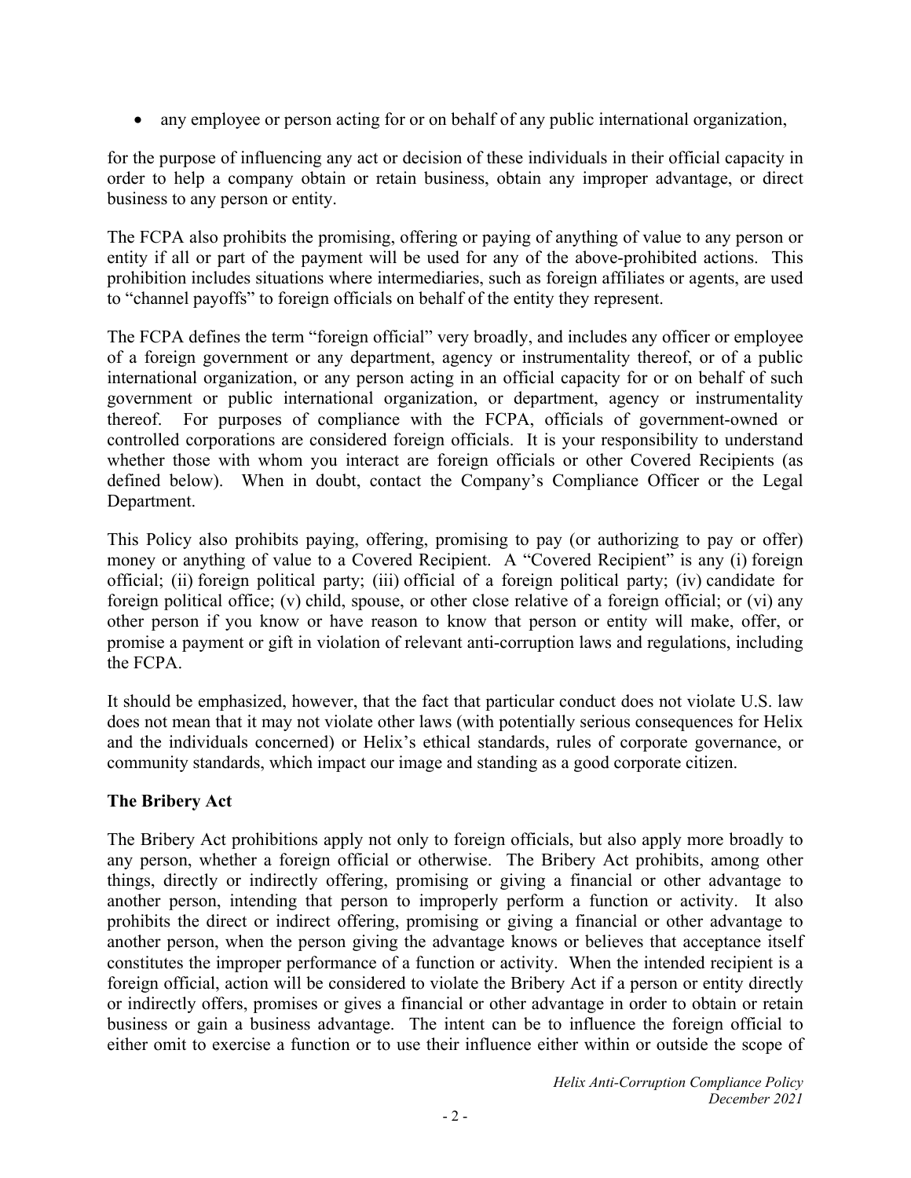- any employee or person acting for or on behalf of any public international organization,

for the purpose of influencing any act or decision of these individuals in their official capacity in order to help a company obtain or retain business, obtain any improper advantage, or direct business to any person or entity.

The FCPA also prohibits the promising, offering or paying of anything of value to any person or entity if all or part of the payment will be used for any of the above-prohibited actions. This prohibition includes situations where intermediaries, such as foreign affiliates or agents, are used to "channel payoffs" to foreign officials on behalf of the entity they represent.

The FCPA defines the term "foreign official" very broadly, and includes any officer or employee of a foreign government or any department, agency or instrumentality thereof, or of a public international organization, or any person acting in an official capacity for or on behalf of such government or public international organization, or department, agency or instrumentality thereof. For purposes of compliance with the FCPA, officials of government-owned or controlled corporations are considered foreign officials. It is your responsibility to understand whether those with whom you interact are foreign officials or other Covered Recipients (as defined below). When in doubt, contact the Company's Compliance Officer or the Legal Department.

This Policy also prohibits paying, offering, promising to pay (or authorizing to pay or offer) money or anything of value to a Covered Recipient. A "Covered Recipient" is any (i) foreign official; (ii) foreign political party; (iii) official of a foreign political party; (iv) candidate for foreign political office; (v) child, spouse, or other close relative of a foreign official; or (vi) any other person if you know or have reason to know that person or entity will make, offer, or promise a payment or gift in violation of relevant anti-corruption laws and regulations, including the FCPA.

It should be emphasized, however, that the fact that particular conduct does not violate U.S. law does not mean that it may not violate other laws (with potentially serious consequences for Helix and the individuals concerned) or Helix's ethical standards, rules of corporate governance, or community standards, which impact our image and standing as a good corporate citizen.

**The Bribery Act**

The Bribery Act prohibitions apply not only to foreign officials, but also apply more broadly to any person, whether a foreign official or otherwise. The Bribery Act prohibits, among other things, directly or indirectly offering, promising or giving a financial or other advantage to another person, intending that person to improperly perform a function or activity. It also prohibits the direct or indirect offering, promising or giving a financial or other advantage to another person, when the person giving the advantage knows or believes that acceptance itself constitutes the improper performance of a function or activity. When the intended recipient is a foreign official, action will be considered to violate the Bribery Act if a person or entity directly or indirectly offers, promises or gives a financial or other advantage in order to obtain or retain business or gain a business advantage. The intent can be to influence the foreign official to either omit to exercise a function or to use their influence either within or outside the scope of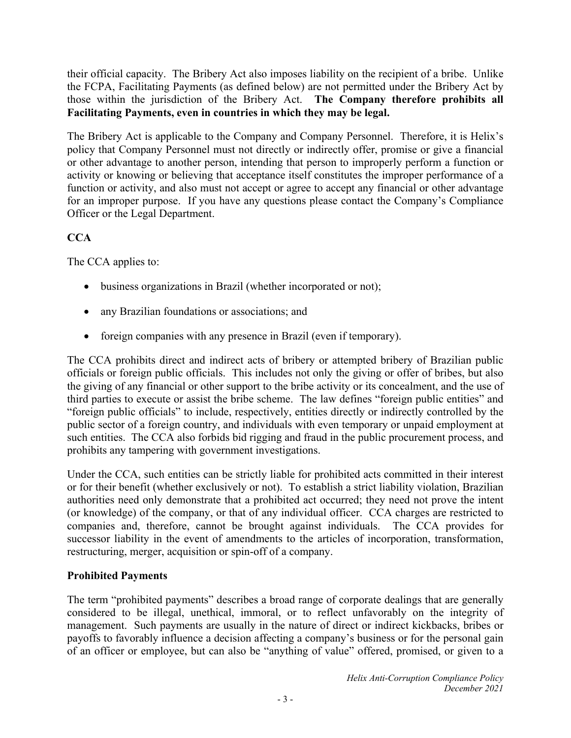their official capacity. The Bribery Act also imposes liability on the recipient of a bribe. Unlike the FCPA, Facilitating Payments (as defined below) are not permitted under the Bribery Act by those within the jurisdiction of the Bribery Act. **The Company therefore prohibits all Facilitating Payments, even in countries in which they may be legal.**

The Bribery Act is applicable to the Company and Company Personnel. Therefore, it is Helix's policy that Company Personnel must not directly or indirectly offer, promise or give a financial or other advantage to another person, intending that person to improperly perform a function or activity or knowing or believing that acceptance itself constitutes the improper performance of a function or activity, and also must not accept or agree to accept any financial or other advantage for an improper purpose. If you have any questions please contact the Company's Compliance Officer or the Legal Department.

**CCA**

The CCA applies to:

- business organizations in Brazil (whether incorporated or not);
- any Brazilian foundations or associations; and
- foreign companies with any presence in Brazil (even if temporary).

The CCA prohibits direct and indirect acts of bribery or attempted bribery of Brazilian public officials or foreign public officials. This includes not only the giving or offer of bribes, but also the giving of any financial or other support to the bribe activity or its concealment, and the use of third parties to execute or assist the bribe scheme. The law defines "foreign public entities" and "foreign public officials" to include, respectively, entities directly or indirectly controlled by the public sector of a foreign country, and individuals with even temporary or unpaid employment at such entities. The CCA also forbids bid rigging and fraud in the public procurement process, and prohibits any tampering with government investigations.

Under the CCA, such entities can be strictly liable for prohibited acts committed in their interest or for their benefit (whether exclusively or not). To establish a strict liability violation, Brazilian authorities need only demonstrate that a prohibited act occurred; they need not prove the intent (or knowledge) of the company, or that of any individual officer. CCA charges are restricted to companies and, therefore, cannot be brought against individuals. The CCA provides for successor liability in the event of amendments to the articles of incorporation, transformation, restructuring, merger, acquisition or spin-off of a company.

**Prohibited Payments**

The term "prohibited payments" describes a broad range of corporate dealings that are generally considered to be illegal, unethical, immoral, or to reflect unfavorably on the integrity of management. Such payments are usually in the nature of direct or indirect kickbacks, bribes or payoffs to favorably influence a decision affecting a company's business or for the personal gain of an officer or employee, but can also be "anything of value" offered, promised, or given to a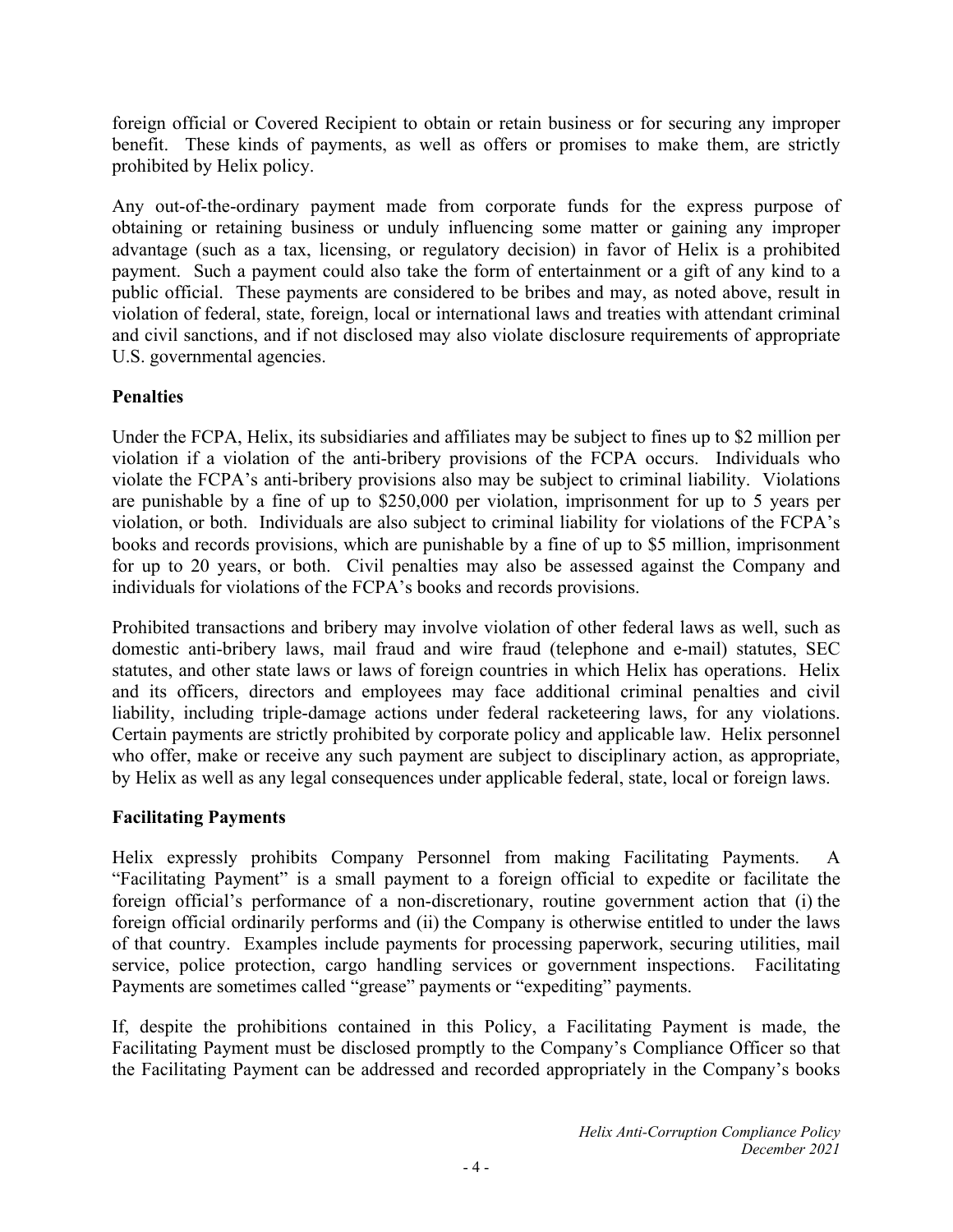foreign official or Covered Recipient to obtain or retain business or for securing any improper benefit. These kinds of payments, as well as offers or promises to make them, are strictly prohibited by Helix policy.

Any out-of-the-ordinary payment made from corporate funds for the express purpose of obtaining or retaining business or unduly influencing some matter or gaining any improper advantage (such as a tax, licensing, or regulatory decision) in favor of Helix is a prohibited payment. Such a payment could also take the form of entertainment or a gift of any kind to a public official. These payments are considered to be bribes and may, as noted above, result in violation of federal, state, foreign, local or international laws and treaties with attendant criminal and civil sanctions, and if not disclosed may also violate disclosure requirements of appropriate U.S. governmental agencies.

**Penalties**

Under the FCPA, Helix, its subsidiaries and affiliates may be subject to fines up to $2 million per violation if a violation of the anti-bribery provisions of the FCPA occurs. Individuals who violate the FCPA's anti-bribery provisions also may be subject to criminal liability. Violations are punishable by a fine of up to $250,000 per violation, imprisonment for up to 5 years per violation, or both. Individuals are also subject to criminal liability for violations of the FCPA's books and records provisions, which are punishable by a fine of up to $5 million, imprisonment for up to 20 years, or both. Civil penalties may also be assessed against the Company and individuals for violations of the FCPA's books and records provisions.

Prohibited transactions and bribery may involve violation of other federal laws as well, such as domestic anti-bribery laws, mail fraud and wire fraud (telephone and e-mail) statutes, SEC statutes, and other state laws or laws of foreign countries in which Helix has operations. Helix and its officers, directors and employees may face additional criminal penalties and civil liability, including triple-damage actions under federal racketeering laws, for any violations. Certain payments are strictly prohibited by corporate policy and applicable law. Helix personnel who offer, make or receive any such payment are subject to disciplinary action, as appropriate, by Helix as well as any legal consequences under applicable federal, state, local or foreign laws.

**Facilitating Payments**

Helix expressly prohibits Company Personnel from making Facilitating Payments. A "Facilitating Payment" is a small payment to a foreign official to expedite or facilitate the foreign official's performance of a non-discretionary, routine government action that (i) the foreign official ordinarily performs and (ii) the Company is otherwise entitled to under the laws of that country. Examples include payments for processing paperwork, securing utilities, mail service, police protection, cargo handling services or government inspections. Facilitating Payments are sometimes called "grease" payments or "expediting" payments.

If, despite the prohibitions contained in this Policy, a Facilitating Payment is made, the Facilitating Payment must be disclosed promptly to the Company's Compliance Officer so that the Facilitating Payment can be addressed and recorded appropriately in the Company's books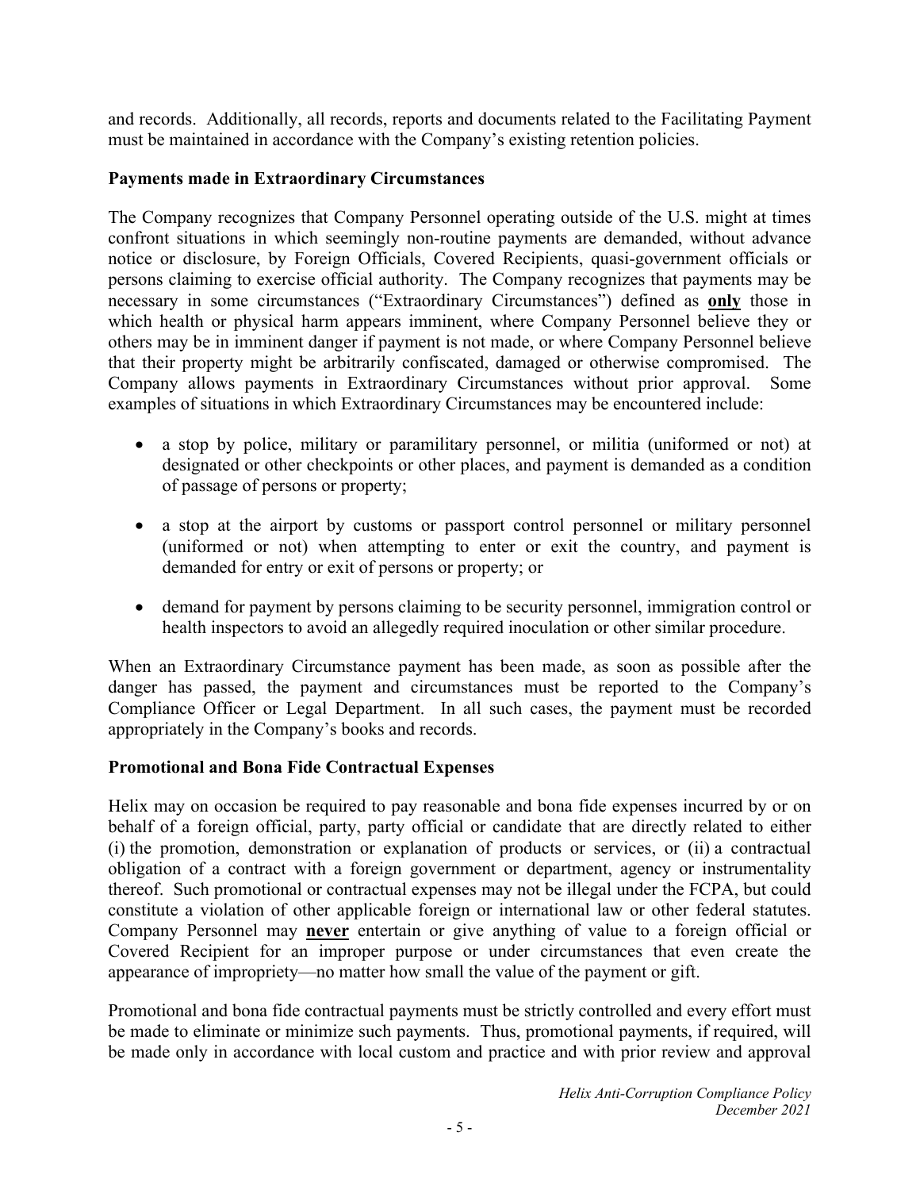and records. Additionally, all records, reports and documents related to the Facilitating Payment must be maintained in accordance with the Company's existing retention policies.

**Payments made in Extraordinary Circumstances**

The Company recognizes that Company Personnel operating outside of the U.S. might at times confront situations in which seemingly non-routine payments are demanded, without advance notice or disclosure, by Foreign Officials, Covered Recipients, quasi-government officials or persons claiming to exercise official authority. The Company recognizes that payments may be necessary in some circumstances ("Extraordinary Circumstances") defined as **only** those in which health or physical harm appears imminent, where Company Personnel believe they or others may be in imminent danger if payment is not made, or where Company Personnel believe that their property might be arbitrarily confiscated, damaged or otherwise compromised. The Company allows payments in Extraordinary Circumstances without prior approval. Some examples of situations in which Extraordinary Circumstances may be encountered include:

- a stop by police, military or paramilitary personnel, or militia (uniformed or not) at designated or other checkpoints or other places, and payment is demanded as a condition of passage of persons or property;
- a stop at the airport by customs or passport control personnel or military personnel (uniformed or not) when attempting to enter or exit the country, and payment is demanded for entry or exit of persons or property; or
- demand for payment by persons claiming to be security personnel, immigration control or health inspectors to avoid an allegedly required inoculation or other similar procedure.

When an Extraordinary Circumstance payment has been made, as soon as possible after the danger has passed, the payment and circumstances must be reported to the Company's Compliance Officer or Legal Department. In all such cases, the payment must be recorded appropriately in the Company's books and records.

**Promotional and Bona Fide Contractual Expenses**

Helix may on occasion be required to pay reasonable and bona fide expenses incurred by or on behalf of a foreign official, party, party official or candidate that are directly related to either (i) the promotion, demonstration or explanation of products or services, or (ii) a contractual obligation of a contract with a foreign government or department, agency or instrumentality thereof. Such promotional or contractual expenses may not be illegal under the FCPA, but could constitute a violation of other applicable foreign or international law or other federal statutes. Company Personnel may **never** entertain or give anything of value to a foreign official or Covered Recipient for an improper purpose or under circumstances that even create the appearance of impropriety—no matter how small the value of the payment or gift.

Promotional and bona fide contractual payments must be strictly controlled and every effort must be made to eliminate or minimize such payments. Thus, promotional payments, if required, will be made only in accordance with local custom and practice and with prior review and approval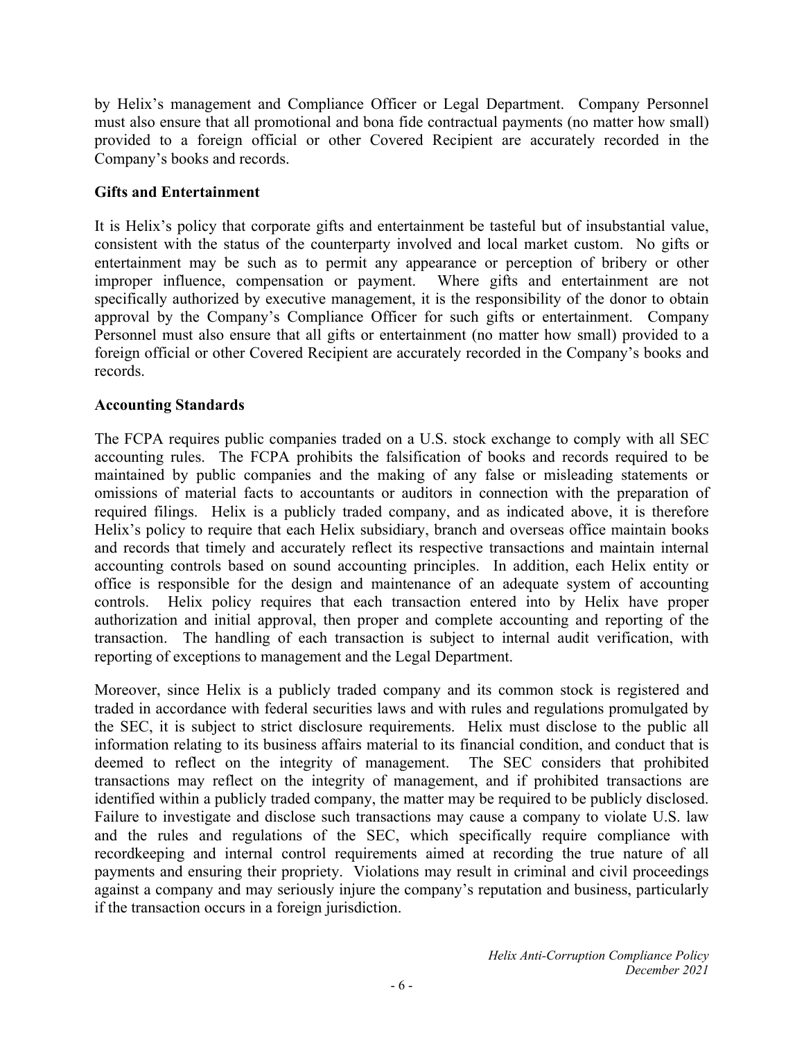by Helix's management and Compliance Officer or Legal Department. Company Personnel must also ensure that all promotional and bona fide contractual payments (no matter how small) provided to a foreign official or other Covered Recipient are accurately recorded in the Company's books and records.

## Gifts and Entertainment

It is Helix's policy that corporate gifts and entertainment be tasteful but of insubstantial value, consistent with the status of the counterparty involved and local market custom. No gifts or entertainment may be such as to permit any appearance or perception of bribery or other improper influence, compensation or payment. Where gifts and entertainment are not specifically authorized by executive management, it is the responsibility of the donor to obtain approval by the Company's Compliance Officer for such gifts or entertainment. Company Personnel must also ensure that all gifts or entertainment (no matter how small) provided to a foreign official or other Covered Recipient are accurately recorded in the Company's books and records.

## Accounting Standards

The FCPA requires public companies traded on a U.S. stock exchange to comply with all SEC accounting rules. The FCPA prohibits the falsification of books and records required to be maintained by public companies and the making of any false or misleading statements or omissions of material facts to accountants or auditors in connection with the preparation of required filings. Helix is a publicly traded company, and as indicated above, it is therefore Helix's policy to require that each Helix subsidiary, branch and overseas office maintain books and records that timely and accurately reflect its respective transactions and maintain internal accounting controls based on sound accounting principles. In addition, each Helix entity or office is responsible for the design and maintenance of an adequate system of accounting controls. Helix policy requires that each transaction entered into by Helix have proper authorization and initial approval, then proper and complete accounting and reporting of the transaction. The handling of each transaction is subject to internal audit verification, with reporting of exceptions to management and the Legal Department.

Moreover, since Helix is a publicly traded company and its common stock is registered and traded in accordance with federal securities laws and with rules and regulations promulgated by the SEC, it is subject to strict disclosure requirements. Helix must disclose to the public all information relating to its business affairs material to its financial condition, and conduct that is deemed to reflect on the integrity of management. The SEC considers that prohibited transactions may reflect on the integrity of management, and if prohibited transactions are identified within a publicly traded company, the matter may be required to be publicly disclosed. Failure to investigate and disclose such transactions may cause a company to violate U.S. law and the rules and regulations of the SEC, which specifically require compliance with recordkeeping and internal control requirements aimed at recording the true nature of all payments and ensuring their propriety. Violations may result in criminal and civil proceedings against a company and may seriously injure the company's reputation and business, particularly if the transaction occurs in a foreign jurisdiction.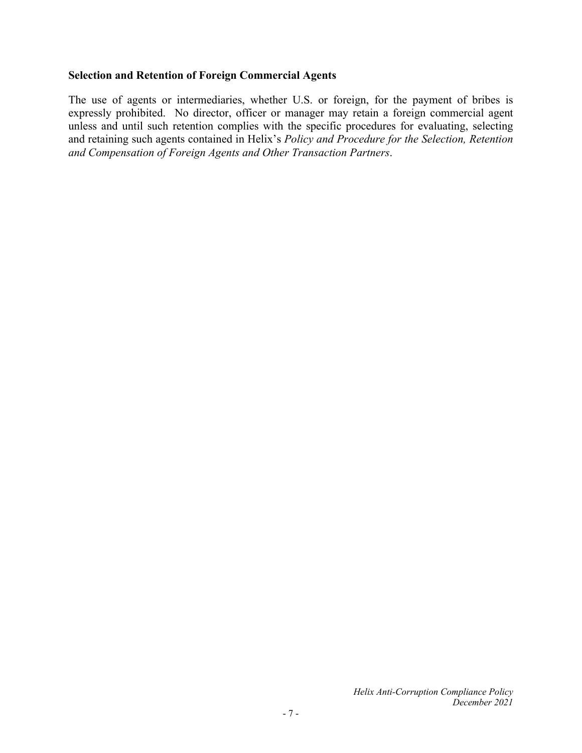**Selection and Retention of Foreign Commercial Agents**

The use of agents or intermediaries, whether U.S. or foreign, for the payment of bribes is expressly prohibited. No director, officer or manager may retain a foreign commercial agent unless and until such retention complies with the specific procedures for evaluating, selecting and retaining such agents contained in Helix's *Policy and Procedure for the Selection, Retention and Compensation of Foreign Agents and Other Transaction Partners*.